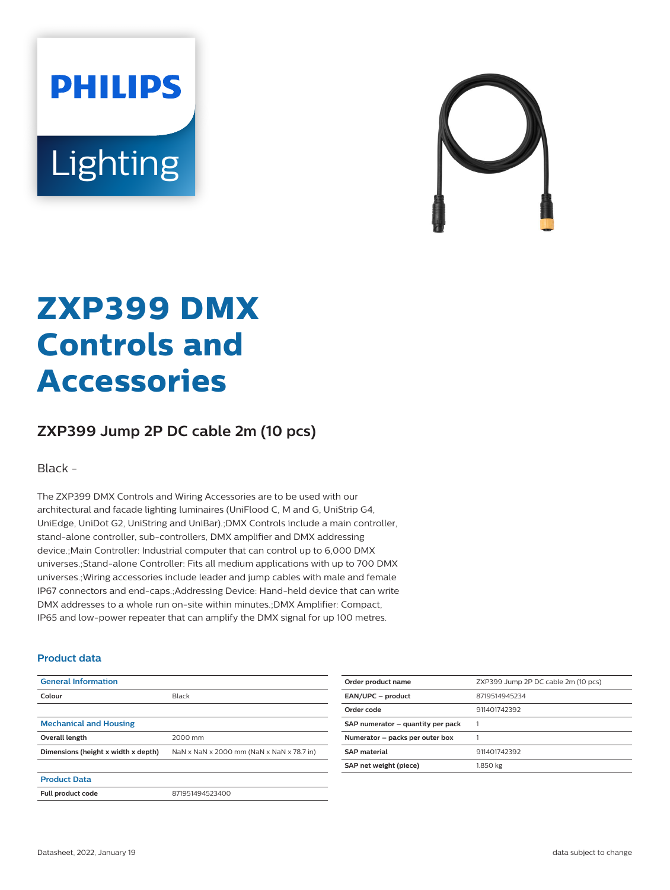PHILIPS

Lighting

# ZXP399 DMX Controls and Accessories

## ZXP399 Jump 2P DC cable 2m (10 pcs)

Black -

The ZXP399 DMX Controls and Wiring Accessories are to be used with our architectural and facade lighting luminaires (UniFlood C, M and G, UniStrip G4, UniEdge, UniDot G2, UniString and UniBar).;DMX Controls include a main controller, stand-alone controller, sub-controllers, DMX amplifier and DMX addressing device.;Main Controller: Industrial computer that can control up to 6,000 DMX universes.;Stand-alone Controller: Fits all medium applications with up to 700 DMX universes.;Wiring accessories include leader and jump cables with male and female IP67 connectors and end-caps.;Addressing Device: Hand-held device that can write DMX addresses to a whole run on-site within minutes.;DMX Amplifier: Compact, IP65 and low-power repeater that can amplify the DMX signal for up 100 metres.

### Product data

| General Information | |
|---|---|
| Colour | Black |
| **Mechanical and Housing** | |
| Overall length | 2000 mm |
| Dimensions (height x width x depth) | NaN x NaN x 2000 mm (NaN x NaN x 78.7 in) |
| **Product Data** | |
| Full product code | 871951494523400 |

| Order product name | ZXP399 Jump 2P DC cable 2m (10 pcs) |
|---|---|
| EAN/UPC – product | 8719514945234 |
| Order code | 911401742392 |
| SAP numerator – quantity per pack | 1 |
| Numerator – packs per outer box | 1 |
| SAP material | 911401742392 |
| SAP net weight (piece) | 1.850 kg |

Datasheet, 2022, January 19

data subject to change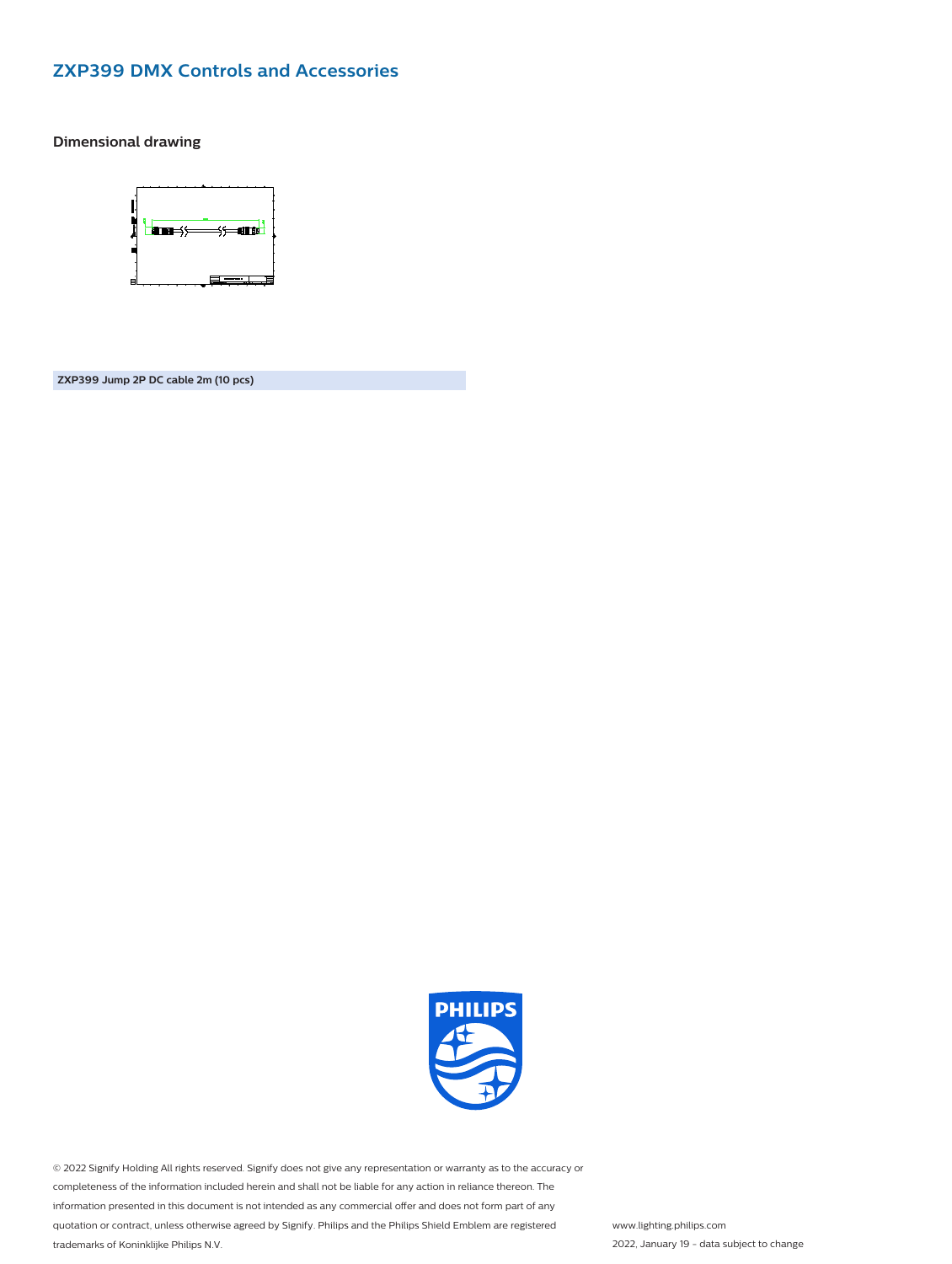## ZXP399 DMX Controls and Accessories

### Dimensional drawing

ZXP399 Jump 2P DC cable 2m (10 pcs)

© 2022 Signify Holding All rights reserved. Signify does not give any representation or warranty as to the accuracy or completeness of the information included herein and shall not be liable for any action in reliance thereon. The information presented in this document is not intended as any commercial offer and does not form part of any quotation or contract, unless otherwise agreed by Signify. Philips and the Philips Shield Emblem are registered trademarks of Koninklijke Philips N.V.

www.lighting.philips.com

2022, January 19 - data subject to change